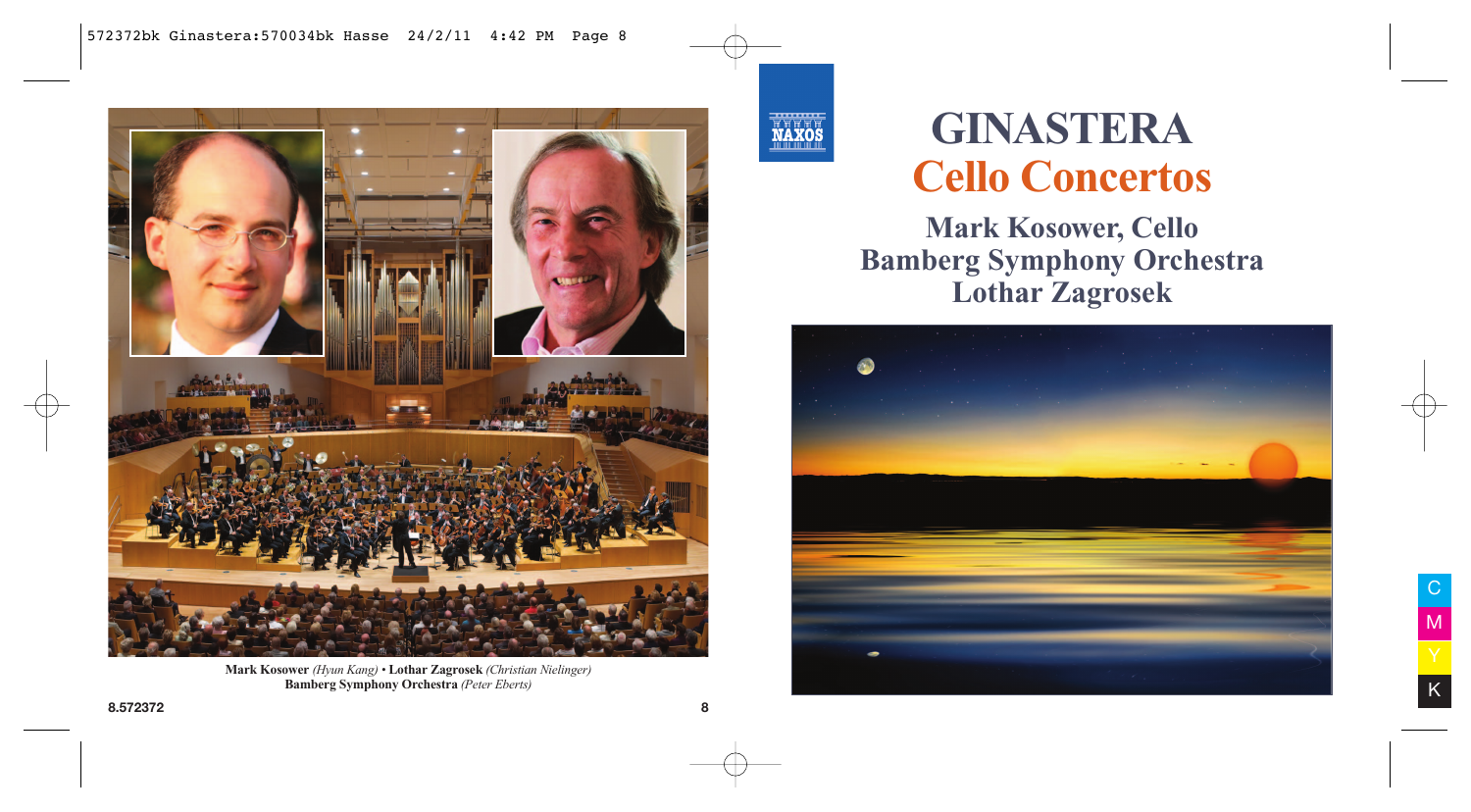# GINASTERA

## Cello Concertos

**Mark Kosower, Cello**
**Bamberg Symphony Orchestra**
**Lothar Zagrosek**

**Mark Kosower** *(Hyun Kang)* • **Lothar Zagrosek** *(Christian Nielinger)*
**Bamberg Symphony Orchestra** *(Peter Eberts)*

8.572372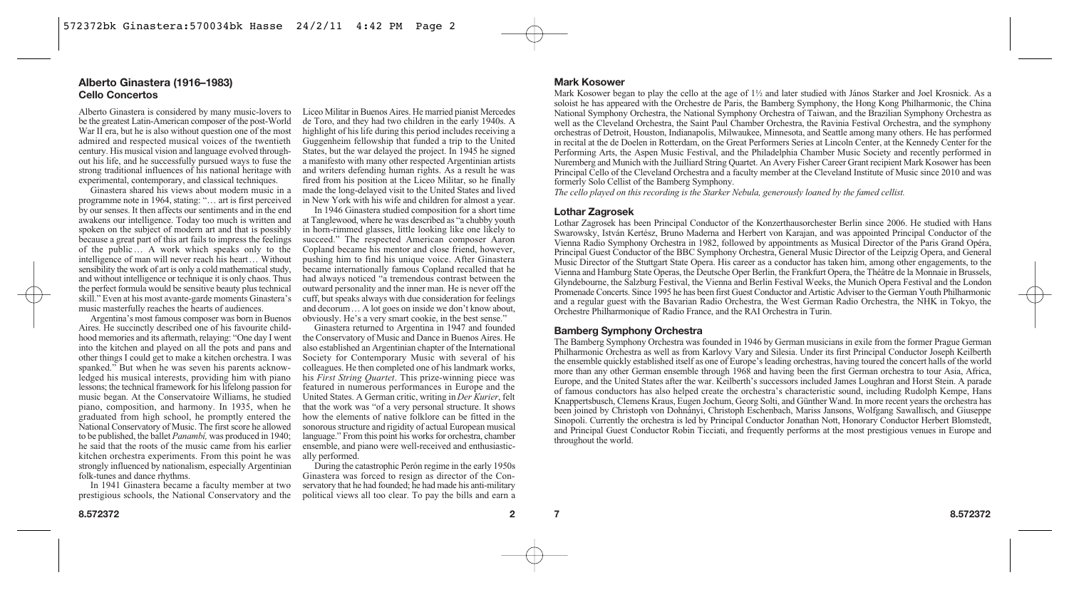## Alberto Ginastera (1916–1983)
### Cello Concertos

Alberto Ginastera is considered by many music-lovers to be the greatest Latin-American composer of the post-World War II era, but he is also without question one of the most admired and respected musical voices of the twentieth century. His musical vision and language evolved throughout his life, and he successfully pursued ways to fuse the strong traditional influences of his national heritage with experimental, contemporary, and classical techniques.

Ginastera shared his views about modern music in a programme note in 1964, stating: "… art is first perceived by our senses. It then affects our sentiments and in the end awakens our intelligence. Today too much is written and spoken on the subject of modern art and that is possibly because a great part of this art fails to impress the feelings of the public … A work which speaks only to the intelligence of man will never reach his heart … Without sensibility the work of art is only a cold mathematical study, and without intelligence or technique it is only chaos. Thus the perfect formula would be sensitive beauty plus technical skill." Even at his most avante-garde moments Ginastera's music masterfully reaches the hearts of audiences.

Argentina's most famous composer was born in Buenos Aires. He succinctly described one of his favourite childhood memories and its aftermath, relaying: "One day I went into the kitchen and played on all the pots and pans and other things I could get to make a kitchen orchestra. I was spanked." But when he was seven his parents acknowledged his musical interests, providing him with piano lessons; the technical framework for his lifelong passion for music began. At the Conservatoire Williams, he studied piano, composition, and harmony. In 1935, when he graduated from high school, he promptly entered the National Conservatory of Music. The first score he allowed to be published, the ballet *Panambí,* was produced in 1940; he said that the roots of the music came from his earlier kitchen orchestra experiments. From this point he was strongly influenced by nationalism, especially Argentinian folk-tunes and dance rhythms.

In 1941 Ginastera became a faculty member at two prestigious schools, the National Conservatory and the Liceo Militar in Buenos Aires. He married pianist Mercedes de Toro, and they had two children in the early 1940s. A highlight of his life during this period includes receiving a Guggenheim fellowship that funded a trip to the United States, but the war delayed the project. In 1945 he signed a manifesto with many other respected Argentinian artists and writers defending human rights. As a result he was fired from his position at the Liceo Militar, so he finally made the long-delayed visit to the United States and lived in New York with his wife and children for almost a year.

In 1946 Ginastera studied composition for a short time at Tanglewood, where he was described as "a chubby youth in horn-rimmed glasses, little looking like one likely to succeed." The respected American composer Aaron Copland became his mentor and close friend, however, pushing him to find his unique voice. After Ginastera became internationally famous Copland recalled that he had always noticed "a tremendous contrast between the outward personality and the inner man. He is never off the cuff, but speaks always with due consideration for feelings and decorum … A lot goes on inside we don't know about, obviously. He's a very smart cookie, in the best sense."

Ginastera returned to Argentina in 1947 and founded the Conservatory of Music and Dance in Buenos Aires. He also established an Argentinian chapter of the International Society for Contemporary Music with several of his colleagues. He then completed one of his landmark works, his *First String Quartet*. This prize-winning piece was featured in numerous performances in Europe and the United States. A German critic, writing in *Der Kurier*, felt that the work was "of a very personal structure. It shows how the elements of native folklore can be fitted in the sonorous structure and rigidity of actual European musical language." From this point his works for orchestra, chamber ensemble, and piano were well-received and enthusiastically performed.

During the catastrophic Perón regime in the early 1950s Ginastera was forced to resign as director of the Conservatory that he had founded; he had made his anti-military political views all too clear. To pay the bills and earn a

## Mark Kosower

Mark Kosower began to play the cello at the age of 1½ and later studied with János Starker and Joel Krosnick. As a soloist he has appeared with the Orchestre de Paris, the Bamberg Symphony, the Hong Kong Philharmonic, the China National Symphony Orchestra, the National Symphony Orchestra of Taiwan, and the Brazilian Symphony Orchestra as well as the Cleveland Orchestra, the Saint Paul Chamber Orchestra, the Ravinia Festival Orchestra, and the symphony orchestras of Detroit, Houston, Indianapolis, Milwaukee, Minnesota, and Seattle among many others. He has performed in recital at the de Doelen in Rotterdam, on the Great Performers Series at Lincoln Center, at the Kennedy Center for the Performing Arts, the Aspen Music Festival, and the Philadelphia Chamber Music Society and recently performed in Nuremberg and Munich with the Juilliard String Quartet. An Avery Fisher Career Grant recipient Mark Kosower has been Principal Cello of the Cleveland Orchestra and a faculty member at the Cleveland Institute of Music since 2010 and was formerly Solo Cellist of the Bamberg Symphony.

*The cello played on this recording is the Starker Nebula, generously loaned by the famed cellist.*

## Lothar Zagrosek

Lothar Zagrosek has been Principal Conductor of the Konzerthausorchester Berlin since 2006. He studied with Hans Swarowsky, István Kertész, Bruno Maderna and Herbert von Karajan, and was appointed Principal Conductor of the Vienna Radio Symphony Orchestra in 1982, followed by appointments as Musical Director of the Paris Grand Opéra, Principal Guest Conductor of the BBC Symphony Orchestra, General Music Director of the Leipzig Opera, and General Music Director of the Stuttgart State Opera. His career as a conductor has taken him, among other engagements, to the Vienna and Hamburg State Operas, the Deutsche Oper Berlin, the Frankfurt Opera, the Théâtre de la Monnaie in Brussels, Glyndebourne, the Salzburg Festival, the Vienna and Berlin Festival Weeks, the Munich Opera Festival and the London Promenade Concerts. Since 1995 he has been first Guest Conductor and Artistic Adviser to the German Youth Philharmonic and a regular guest with the Bavarian Radio Orchestra, the West German Radio Orchestra, the NHK in Tokyo, the Orchestre Philharmonique of Radio France, and the RAI Orchestra in Turin.

## Bamberg Symphony Orchestra

The Bamberg Symphony Orchestra was founded in 1946 by German musicians in exile from the former Prague German Philharmonic Orchestra as well as from Karlovy Vary and Silesia. Under its first Principal Conductor Joseph Keilberth the ensemble quickly established itself as one of Europe's leading orchestras, having toured the concert halls of the world more than any other German ensemble through 1968 and having been the first German orchestra to tour Asia, Africa, Europe, and the United States after the war. Keilberth's successors included James Loughran and Horst Stein. A parade of famous conductors has also helped create the orchestra's characteristic sound, including Rudolph Kempe, Hans Knappertsbusch, Clemens Kraus, Eugen Jochum, Georg Solti, and Günther Wand. In more recent years the orchestra has been joined by Christoph von Dohnányi, Christoph Eschenbach, Mariss Jansons, Wolfgang Sawallisch, and Giuseppe Sinopoli. Currently the orchestra is led by Principal Conductor Jonathan Nott, Honorary Conductor Herbert Blomstedt, and Principal Guest Conductor Robin Ticciati, and frequently performs at the most prestigious venues in Europe and throughout the world.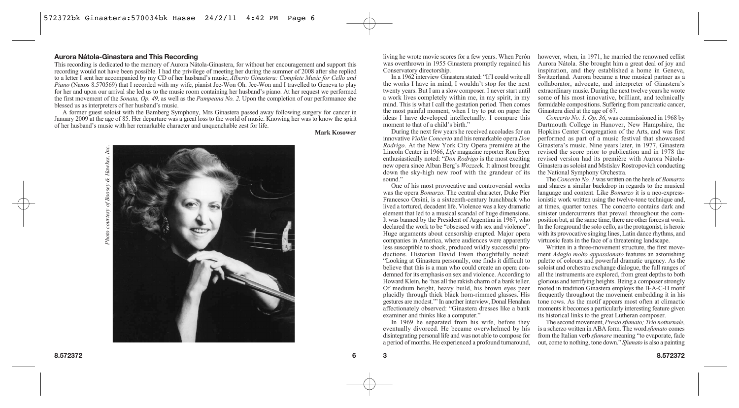## Aurora Nátola-Ginastera and This Recording

This recording is dedicated to the memory of Aurora Nátola-Ginastera, for without her encouragement and support this recording would not have been possible. I had the privilege of meeting her during the summer of 2008 after she replied to a letter I sent her accompanied by my CD of her husband's music; *Alberto Ginastera: Complete Music for Cello and Piano* (Naxos 8.570569) that I recorded with my wife, pianist Jee-Won Oh. Jee-Won and I travelled to Geneva to play for her and upon our arrival she led us to the music room containing her husband's piano. At her request we performed the first movement of the *Sonata, Op. 49,* as well as the *Pampeana No. 2*. Upon the completion of our performance she blessed us as interpreters of her husband's music.

A former guest soloist with the Bamberg Symphony, Mrs Ginastera passed away following surgery for cancer in January 2009 at the age of 85. Her departure was a great loss to the world of music. Knowing her was to know the spirit of her husband's music with her remarkable character and unquenchable zest for life.

**Mark Kosower**

*Photo courtesy of Boosey & Hawkes, Inc.*

living he wrote movie scores for a few years. When Perón was overthrown in 1955 Ginastera promptly regained his Conservatory directorship.

In a 1962 interview Ginastera stated: "If I could write all the works I have in mind, I wouldn't stop for the next twenty years. But I am a slow composer. I never start until a work lives completely within me, in my spirit, in my mind. This is what I call the gestation period. Then comes the most painful moment, when I try to put on paper the ideas I have developed intellectually. I compare this moment to that of a child's birth."

During the next few years he received accolades for an innovative *Violin Concerto* and his remarkable opera *Don Rodrigo*. At the New York City Opera première at the Lincoln Center in 1966, *Life* magazine reporter Ron Eyer enthusiastically noted: "*Don Rodrigo* is the most exciting new opera since Alban Berg's *Wozzeck*. It almost brought down the sky-high new roof with the grandeur of its sound."

One of his most provocative and controversial works was the opera *Bomarzo*. The central character, Duke Pier Francesco Orsini, is a sixteenth-century hunchback who lived a tortured, decadent life. Violence was a key dramatic element that led to a musical scandal of huge dimensions. It was banned by the President of Argentina in 1967, who declared the work to be "obsessed with sex and violence". Huge arguments about censorship erupted. Major opera companies in America, where audiences were apparently less susceptible to shock, produced wildly successful productions. Historian David Ewen thoughtfully noted: "Looking at Ginastera personally, one finds it difficult to believe that this is a man who could create an opera condemned for its emphasis on sex and violence. According to Howard Klein, he 'has all the rakish charm of a bank teller. Of medium height, heavy build, his brown eyes peer placidly through thick black horn-rimmed glasses. His gestures are modest.'" In another interview, Donal Henahan affectionately observed: "Ginastera dresses like a bank examiner and thinks like a computer."

In 1969 he separated from his wife, before they eventually divorced. He became overwhelmed by his disintegrating personal life and was not able to compose for a period of months. He experienced a profound turnaround, however, when, in 1971, he married the renowned cellist Aurora Nátola. She brought him a great deal of joy and inspiration, and they established a home in Geneva, Switzerland. Aurora became a true musical partner as a collaborator, advocate, and interpreter of Ginastera's extraordinary music. During the next twelve years he wrote some of his most innovative, brilliant, and technically formidable compositions. Suffering from pancreatic cancer, Ginastera died at the age of 67.

*Concerto No. 1, Op. 36*, was commissioned in 1968 by Dartmouth College in Hanover, New Hampshire, the Hopkins Center Congregation of the Arts, and was first performed as part of a music festival that showcased Ginastera's music. Nine years later, in 1977, Ginastera revised the score prior to publication and in 1978 the revised version had its première with Aurora Nátola-Ginastera as soloist and Mstislav Rostropovich conducting the National Symphony Orchestra.

The *Concerto No. 1* was written on the heels of *Bomarzo* and shares a similar backdrop in regards to the musical language and content. Like *Bomarzo* it is a neo-expressionistic work written using the twelve-tone technique and, at times, quarter tones. The concerto contains dark and sinister undercurrents that prevail throughout the composition but, at the same time, there are other forces at work. In the foreground the solo cello, as the protagonist, is heroic with its provocative singing lines, Latin dance rhythms, and virtuosic feats in the face of a threatening landscape.

Written in a three-movement structure, the first movement *Adagio molto appassionato* features an astonishing palette of colours and powerful dramatic urgency. As the soloist and orchestra exchange dialogue, the full ranges of all the instruments are explored, from great depths to both glorious and terrifying heights. Being a composer strongly rooted in tradition Ginastera employs the B-A-C-H motif frequently throughout the movement embedding it in his tone rows. As the motif appears most often at climactic moments it becomes a particularly interesting feature given its historical links to the great Lutheran composer.

The second movement, *Presto sfumato; Trio notturnale*, is a scherzo written in ABA form. The word *sfumato* comes from the Italian verb *sfumare* meaning "to evaporate, fade out, come to nothing, tone down." *Sfumato* is also a painting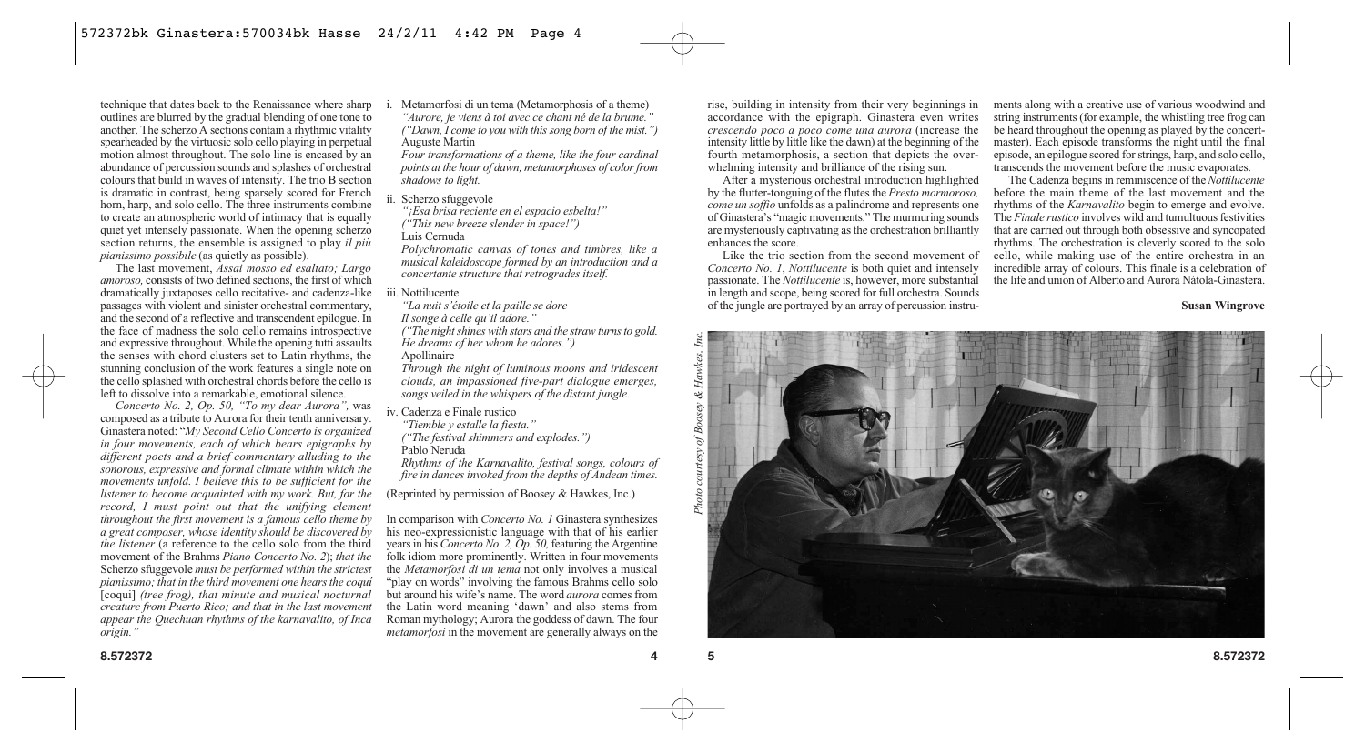technique that dates back to the Renaissance where sharp outlines are blurred by the gradual blending of one tone to another. The scherzo A sections contain a rhythmic vitality spearheaded by the virtuosic solo cello playing in perpetual motion almost throughout. The solo line is encased by an abundance of percussion sounds and splashes of orchestral colours that build in waves of intensity. The trio B section is dramatic in contrast, being sparsely scored for French horn, harp, and solo cello. The three instruments combine to create an atmospheric world of intimacy that is equally quiet yet intensely passionate. When the opening scherzo section returns, the ensemble is assigned to play *il più pianissimo possibile* (as quietly as possible).

The last movement, *Assai mosso ed esaltato; Largo amoroso,* consists of two defined sections, the first of which dramatically juxtaposes cello recitative- and cadenza-like passages with violent and sinister orchestral commentary, and the second of a reflective and transcendent epilogue. In the face of madness the solo cello remains introspective and expressive throughout. While the opening tutti assaults the senses with chord clusters set to Latin rhythms, the stunning conclusion of the work features a single note on the cello splashed with orchestral chords before the cello is left to dissolve into a remarkable, emotional silence.

*Concerto No. 2, Op. 50, "To my dear Aurora",* was composed as a tribute to Aurora for their tenth anniversary. Ginastera noted: "*My Second Cello Concerto is organized in four movements, each of which bears epigraphs by different poets and a brief commentary alluding to the sonorous, expressive and formal climate within which the movements unfold. I believe this to be sufficient for the listener to become acquainted with my work. But, for the record, I must point out that the unifying element throughout the first movement is a famous cello theme by a great composer, whose identity should be discovered by the listener* (a reference to the cello solo from the third movement of the Brahms *Piano Concerto No. 2*); *that the* Scherzo sfuggevole *must be performed within the strictest pianissimo; that in the third movement one hears the coquí* [coqui] *(tree frog), that minute and musical nocturnal creature from Puerto Rico; and that in the last movement appear the Quechuan rhythms of the karnavalito, of Inca origin.*"

i. Metamorfosi di un tema (Metamorphosis of a theme)
*"Aurore, je viens à toi avec ce chant né de la brume."*
*("Dawn, I come to you with this song born of the mist.")*
Auguste Martin
*Four transformations of a theme, like the four cardinal points at the hour of dawn, metamorphoses of color from shadows to light.*

ii. Scherzo sfuggevole
*"¡Esa brisa reciente en el espacio esbelta!"*
*("This new breeze slender in space!")*
Luis Cernuda
*Polychromatic canvas of tones and timbres, like a musical kaleidoscope formed by an introduction and a concertante structure that retrogrades itself.*

iii. Nottilucente
*"La nuit s'étoile et la paille se dore*
*Il songe à celle qu'il adore."*
*("The night shines with stars and the straw turns to gold. He dreams of her whom he adores.")*
Apollinaire
*Through the night of luminous moons and iridescent clouds, an impassioned five-part dialogue emerges, songs veiled in the whispers of the distant jungle.*

iv. Cadenza e Finale rustico
*"Tiemble y estalle la fiesta."*
*("The festival shimmers and explodes.")*
Pablo Neruda
*Rhythms of the Karnavalito, festival songs, colours of fire in dances invoked from the depths of Andean times.*

(Reprinted by permission of Boosey & Hawkes, Inc.)

In comparison with *Concerto No. 1* Ginastera synthesizes his neo-expressionistic language with that of his earlier years in his *Concerto No. 2, Op. 50,* featuring the Argentine folk idiom more prominently. Written in four movements the *Metamorfosi di un tema* not only involves a musical "play on words" involving the famous Brahms cello solo but around his wife's name. The word *aurora* comes from the Latin word meaning 'dawn' and also stems from Roman mythology; Aurora the goddess of dawn. The four *metamorfosi* in the movement are generally always on the rise, building in intensity from their very beginnings in accordance with the epigraph. Ginastera even writes *crescendo poco a poco come una aurora* (increase the intensity little by little like the dawn) at the beginning of the fourth metamorphosis, a section that depicts the overwhelming intensity and brilliance of the rising sun.

After a mysterious orchestral introduction highlighted by the flutter-tonguing of the flutes the *Presto mormoroso, come un soffio* unfolds as a palindrome and represents one of Ginastera's "magic movements." The murmuring sounds are mysteriously captivating as the orchestration brilliantly enhances the score.

Like the trio section from the second movement of *Concerto No. 1*, *Nottilucente* is both quiet and intensely passionate. The *Nottilucente* is, however, more substantial in length and scope, being scored for full orchestra. Sounds of the jungle are portrayed by an array of percussion instruments along with a creative use of various woodwind and string instruments (for example, the whistling tree frog can be heard throughout the opening as played by the concertmaster). Each episode transforms the night until the final episode, an epilogue scored for strings, harp, and solo cello, transcends the movement before the music evaporates.

The Cadenza begins in reminiscence of the *Nottilucente* before the main theme of the last movement and the rhythms of the *Karnavalito* begin to emerge and evolve. The *Finale rustico* involves wild and tumultuous festivities that are carried out through both obsessive and syncopated rhythms. The orchestration is cleverly scored to the solo cello, while making use of the entire orchestra in an incredible array of colours. This finale is a celebration of the life and union of Alberto and Aurora Nátola-Ginastera.

**Susan Wingrove**

*Photo courtesy of Boosey & Hawkes, Inc.*